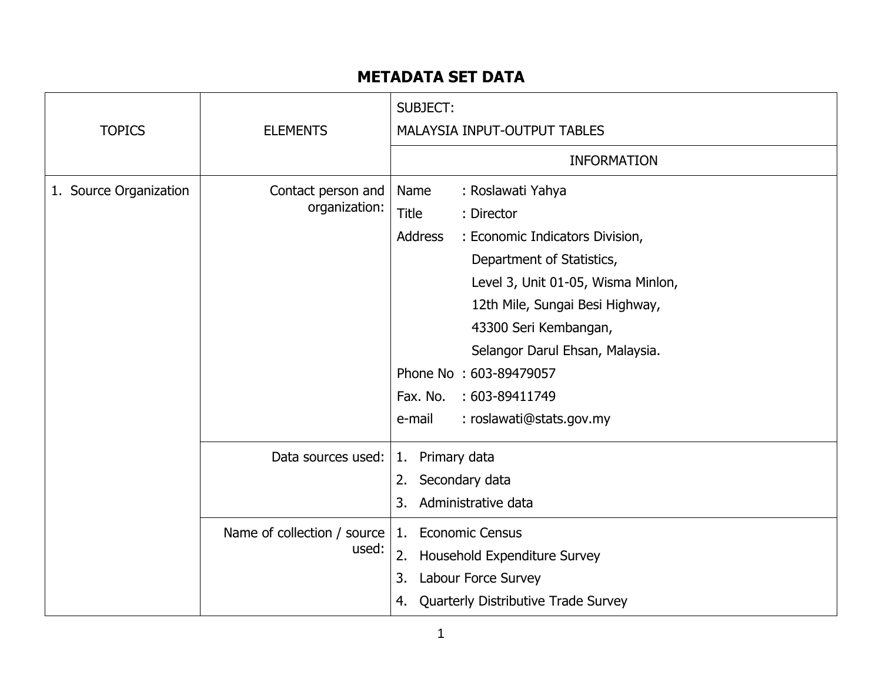# METADATA SET DATA

| TOPICS | ELEMENTS | SUBJECT:<br>MALAYSIA INPUT-OUTPUT TABLES |
|---|---|---|
| | | INFORMATION |
| 1. Source Organization | Contact person and organization: | Name : Roslawati Yahya<br>Title : Director<br>Address : Economic Indicators Division,<br>Department of Statistics,<br>Level 3, Unit 01-05, Wisma Minlon,<br>12th Mile, Sungai Besi Highway,<br>43300 Seri Kembangan,<br>Selangor Darul Ehsan, Malaysia.<br>Phone No : 603-89479057<br>Fax. No. : 603-89411749<br>e-mail : roslawati@stats.gov.my |
| | Data sources used: | 1. Primary data<br>2. Secondary data<br>3. Administrative data |
| | Name of collection / source used: | 1. Economic Census<br>2. Household Expenditure Survey<br>3. Labour Force Survey<br>4. Quarterly Distributive Trade Survey |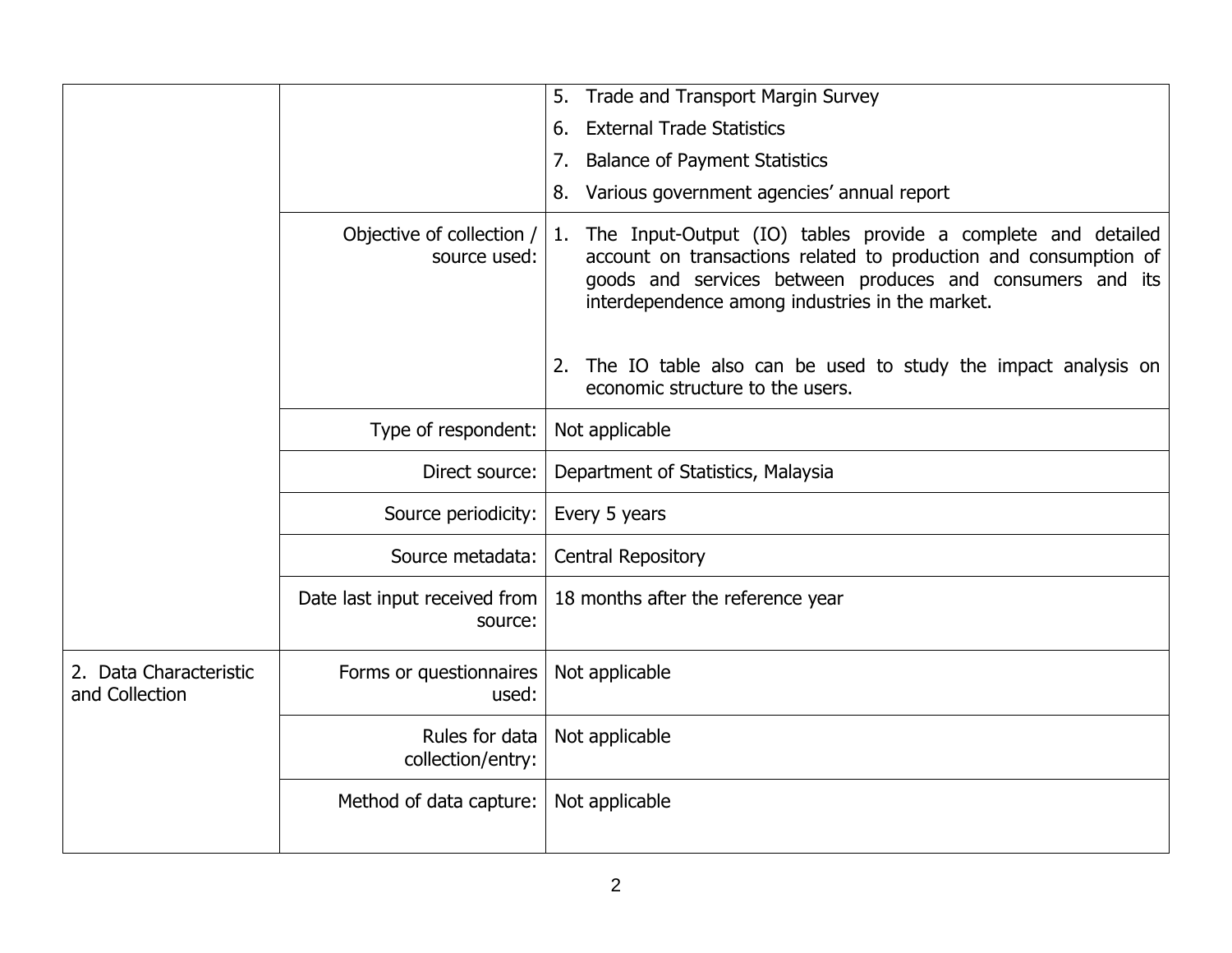|  |  |  |
|---|---|---|
|  |  | 5. Trade and Transport Margin Survey<br>6. External Trade Statistics<br>7. Balance of Payment Statistics<br>8. Various government agencies' annual report |
|  | Objective of collection / source used: | 1. The Input-Output (IO) tables provide a complete and detailed account on transactions related to production and consumption of goods and services between produces and consumers and its interdependence among industries in the market.<br><br>2. The IO table also can be used to study the impact analysis on economic structure to the users. |
|  | Type of respondent: | Not applicable |
|  | Direct source: | Department of Statistics, Malaysia |
|  | Source periodicity: | Every 5 years |
|  | Source metadata: | Central Repository |
|  | Date last input received from source: | 18 months after the reference year |
| 2. Data Characteristic and Collection | Forms or questionnaires used: | Not applicable |
|  | Rules for data collection/entry: | Not applicable |
|  | Method of data capture: | Not applicable |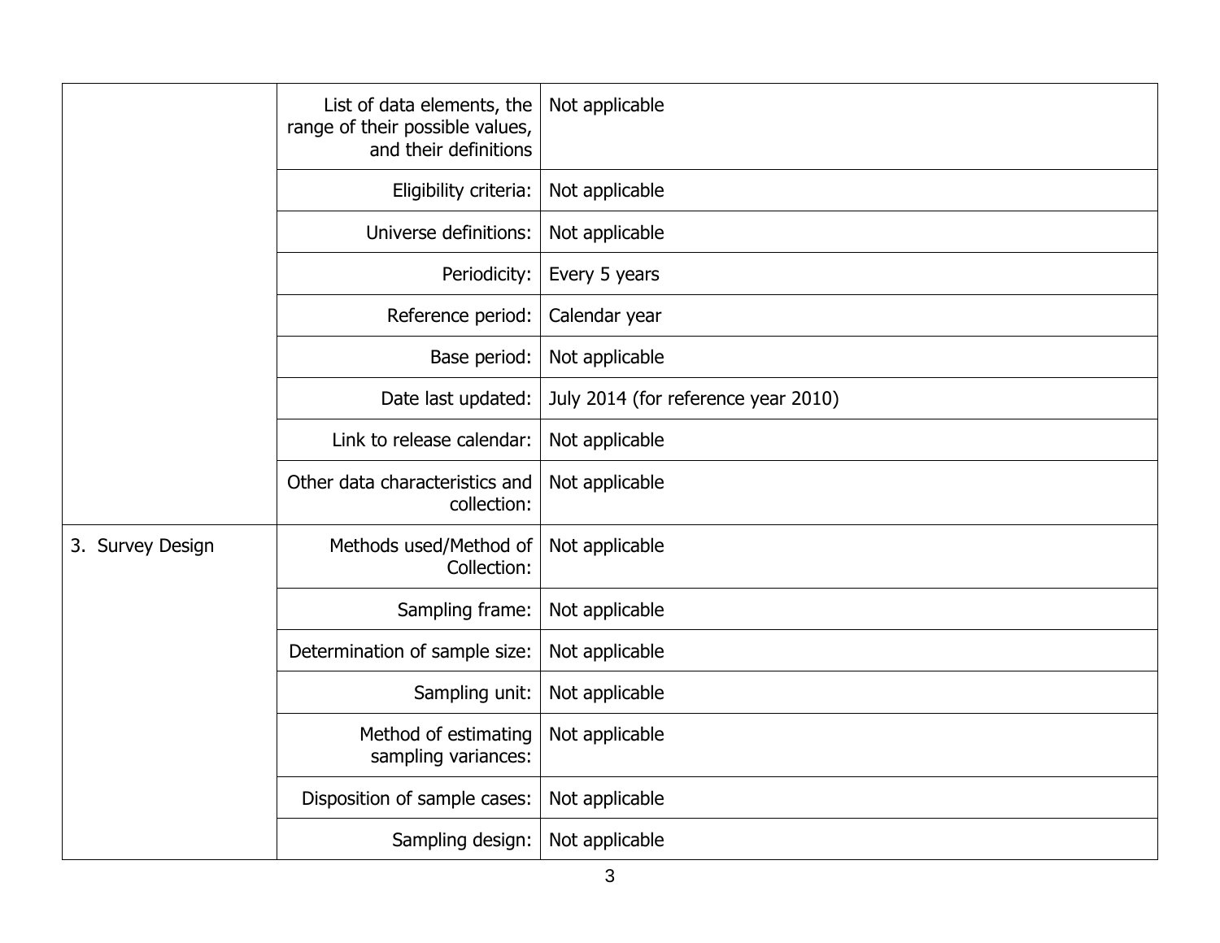| | | |
|---|---|---|
| | List of data elements, the range of their possible values, and their definitions | Not applicable |
| | Eligibility criteria: | Not applicable |
| | Universe definitions: | Not applicable |
| | Periodicity: | Every 5 years |
| | Reference period: | Calendar year |
| | Base period: | Not applicable |
| | Date last updated: | July 2014 (for reference year 2010) |
| | Link to release calendar: | Not applicable |
| | Other data characteristics and collection: | Not applicable |
| 3. Survey Design | Methods used/Method of Collection: | Not applicable |
| | Sampling frame: | Not applicable |
| | Determination of sample size: | Not applicable |
| | Sampling unit: | Not applicable |
| | Method of estimating sampling variances: | Not applicable |
| | Disposition of sample cases: | Not applicable |
| | Sampling design: | Not applicable |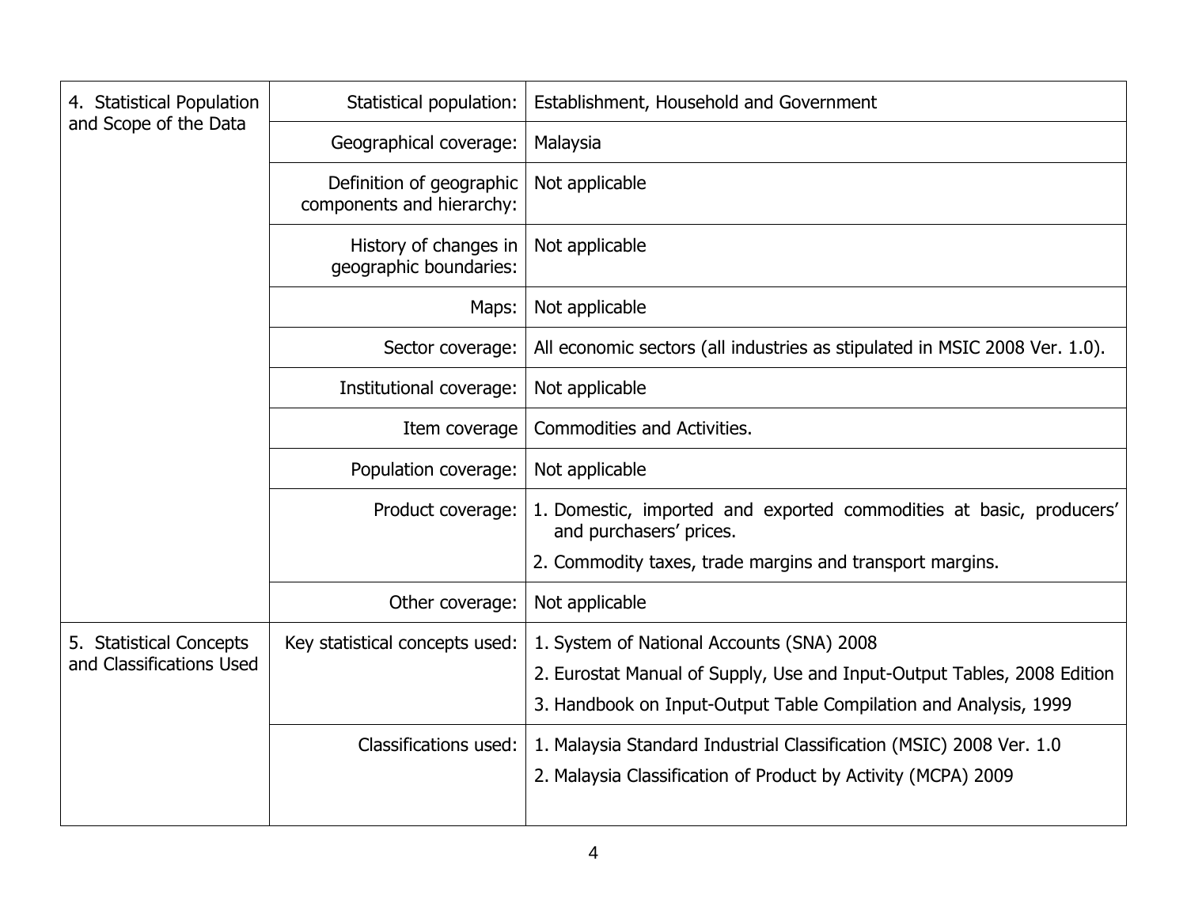| | | |
|---|---|---|
| 4. Statistical Population and Scope of the Data | Statistical population: | Establishment, Household and Government |
| | Geographical coverage: | Malaysia |
| | Definition of geographic components and hierarchy: | Not applicable |
| | History of changes in geographic boundaries: | Not applicable |
| | Maps: | Not applicable |
| | Sector coverage: | All economic sectors (all industries as stipulated in MSIC 2008 Ver. 1.0). |
| | Institutional coverage: | Not applicable |
| | Item coverage | Commodities and Activities. |
| | Population coverage: | Not applicable |
| | Product coverage: | 1. Domestic, imported and exported commodities at basic, producers' and purchasers' prices.<br>2. Commodity taxes, trade margins and transport margins. |
| | Other coverage: | Not applicable |
| 5. Statistical Concepts and Classifications Used | Key statistical concepts used: | 1. System of National Accounts (SNA) 2008<br>2. Eurostat Manual of Supply, Use and Input-Output Tables, 2008 Edition<br>3. Handbook on Input-Output Table Compilation and Analysis, 1999 |
| | Classifications used: | 1. Malaysia Standard Industrial Classification (MSIC) 2008 Ver. 1.0<br>2. Malaysia Classification of Product by Activity (MCPA) 2009 |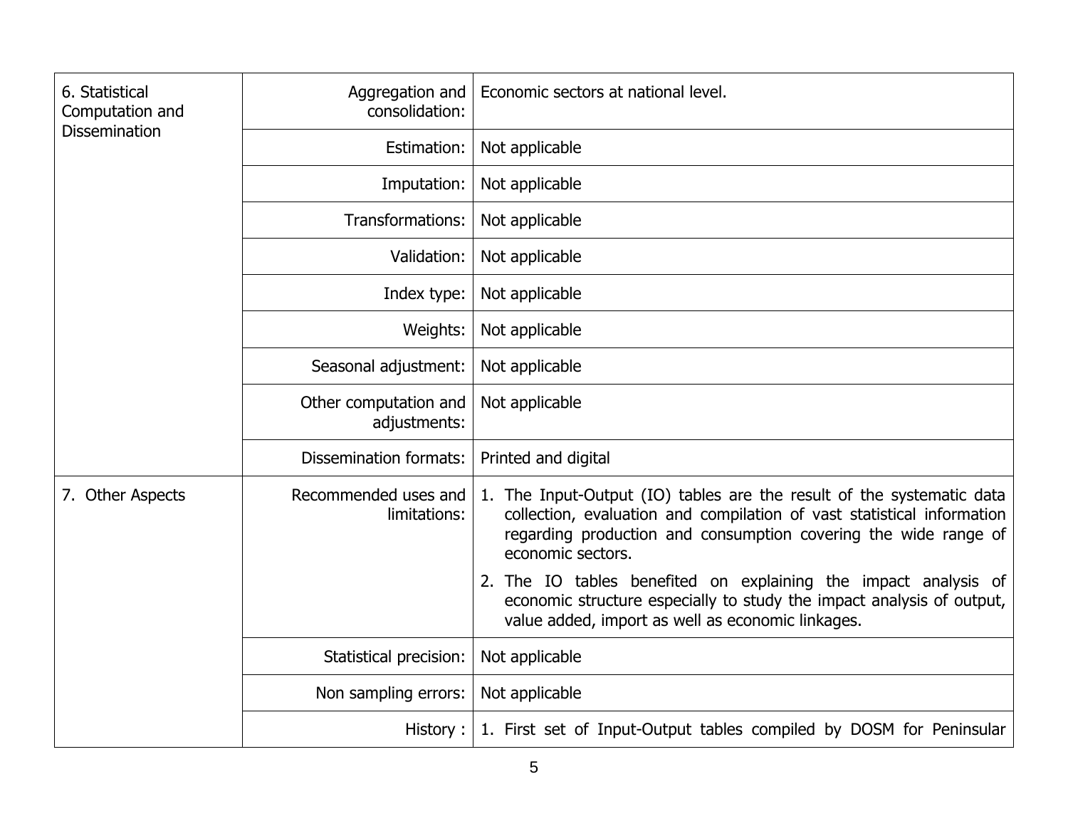| | | |
|---|---|---|
| 6. Statistical Computation and Dissemination | Aggregation and consolidation: | Economic sectors at national level. |
| | Estimation: | Not applicable |
| | Imputation: | Not applicable |
| | Transformations: | Not applicable |
| | Validation: | Not applicable |
| | Index type: | Not applicable |
| | Weights: | Not applicable |
| | Seasonal adjustment: | Not applicable |
| | Other computation and adjustments: | Not applicable |
| | Dissemination formats: | Printed and digital |
| 7. Other Aspects | Recommended uses and limitations: | 1. The Input-Output (IO) tables are the result of the systematic data collection, evaluation and compilation of vast statistical information regarding production and consumption covering the wide range of economic sectors.<br>2. The IO tables benefited on explaining the impact analysis of economic structure especially to study the impact analysis of output, value added, import as well as economic linkages. |
| | Statistical precision: | Not applicable |
| | Non sampling errors: | Not applicable |
| | History : | 1. First set of Input-Output tables compiled by DOSM for Peninsular |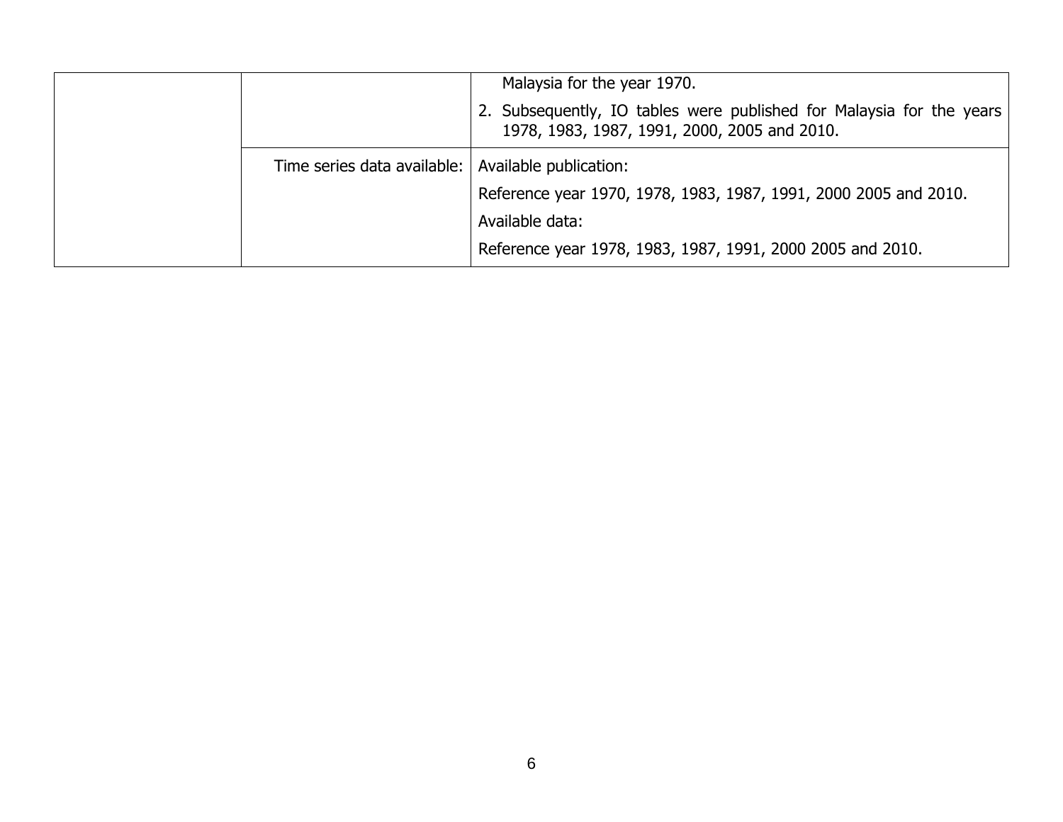| | | |
|---|---|---|
| | | Malaysia for the year 1970.<br>2. Subsequently, IO tables were published for Malaysia for the years 1978, 1983, 1987, 1991, 2000, 2005 and 2010. |
| | Time series data available: | Available publication:<br>Reference year 1970, 1978, 1983, 1987, 1991, 2000 2005 and 2010.<br>Available data:<br>Reference year 1978, 1983, 1987, 1991, 2000 2005 and 2010. |